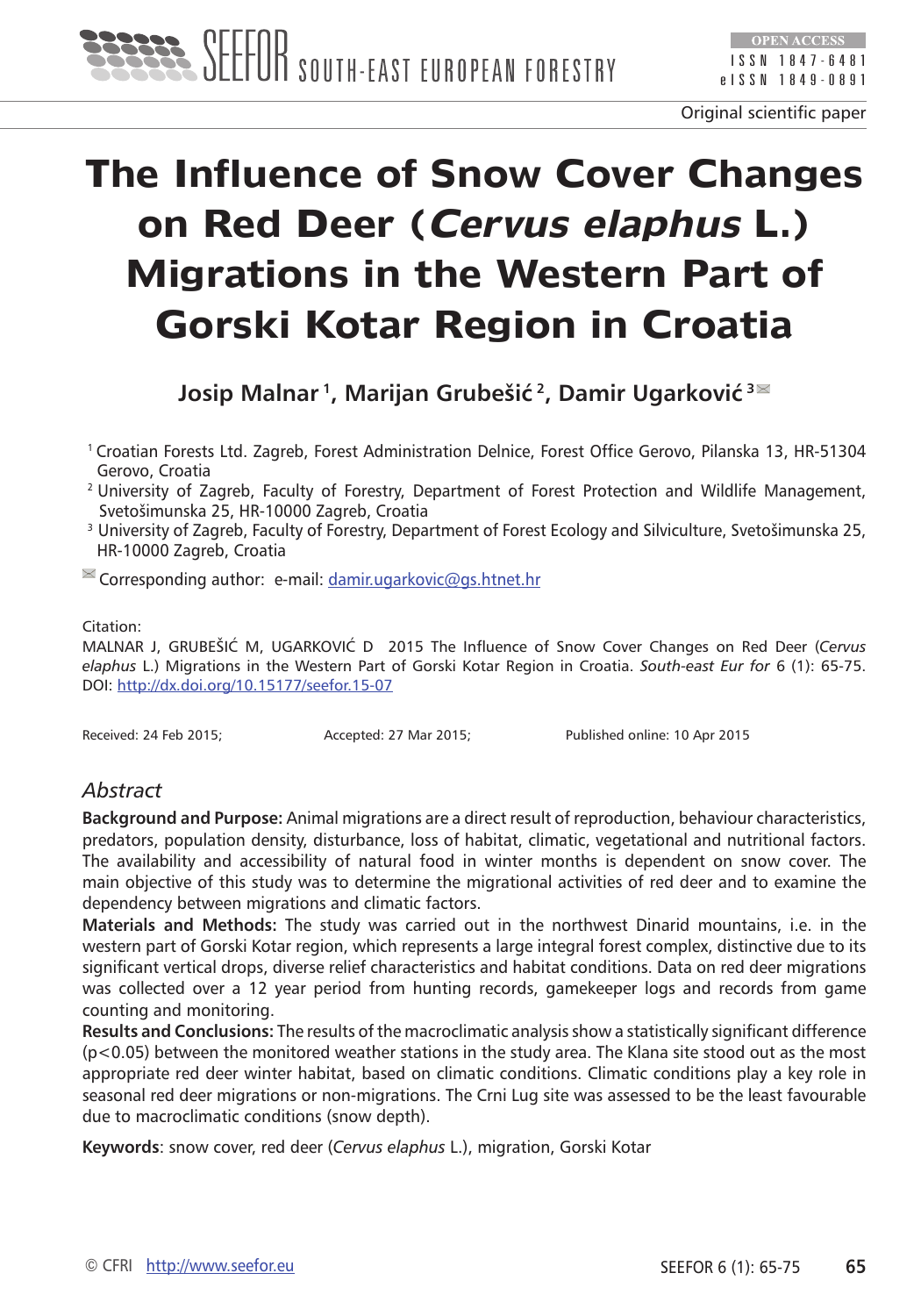Original scientific paper

# The Influence of Snow Cover Changes on Red Deer (*Cervus elaphus* L.) Migrations in the Western Part of Gorski Kotar Region in Croatia

**Josip Malnar [1], Marijan Grubešić [2], Damir Ugarković [3]**

[1] Croatian Forests Ltd. Zagreb, Forest Administration Delnice, Forest Office Gerovo, Pilanska 13, HR-51304 Gerovo, Croatia
[2] University of Zagreb, Faculty of Forestry, Department of Forest Protection and Wildlife Management, Svetošimunska 25, HR-10000 Zagreb, Croatia
[3] University of Zagreb, Faculty of Forestry, Department of Forest Ecology and Silviculture, Svetošimunska 25, HR-10000 Zagreb, Croatia

Corresponding author: e-mail: damir.ugarkovic@gs.htnet.hr

Citation:
MALNAR J, GRUBEŠIĆ M, UGARKOVIĆ D 2015 The Influence of Snow Cover Changes on Red Deer (*Cervus elaphus* L.) Migrations in the Western Part of Gorski Kotar Region in Croatia. *South-east Eur for* 6 (1): 65-75. DOI: http://dx.doi.org/10.15177/seefor.15-07

Received: 24 Feb 2015; Accepted: 27 Mar 2015; Published online: 10 Apr 2015

## *Abstract*

**Background and Purpose:** Animal migrations are a direct result of reproduction, behaviour characteristics, predators, population density, disturbance, loss of habitat, climatic, vegetational and nutritional factors. The availability and accessibility of natural food in winter months is dependent on snow cover. The main objective of this study was to determine the migrational activities of red deer and to examine the dependency between migrations and climatic factors.

**Materials and Methods:** The study was carried out in the northwest Dinarid mountains, i.e. in the western part of Gorski Kotar region, which represents a large integral forest complex, distinctive due to its significant vertical drops, diverse relief characteristics and habitat conditions. Data on red deer migrations was collected over a 12 year period from hunting records, gamekeeper logs and records from game counting and monitoring.

**Results and Conclusions:** The results of the macroclimatic analysis show a statistically significant difference ($p<0.05$) between the monitored weather stations in the study area. The Klana site stood out as the most appropriate red deer winter habitat, based on climatic conditions. Climatic conditions play a key role in seasonal red deer migrations or non-migrations. The Crni Lug site was assessed to be the least favourable due to macroclimatic conditions (snow depth).

**Keywords**: snow cover, red deer (*Cervus elaphus* L.), migration, Gorski Kotar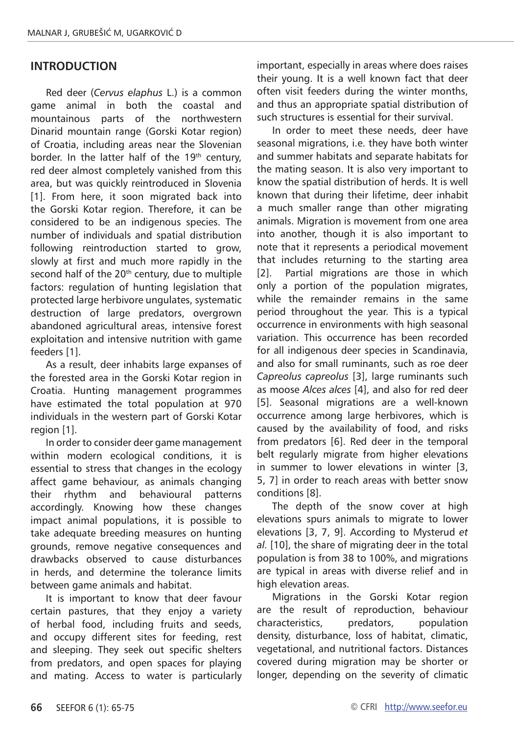## INTRODUCTION

Red deer (*Cervus elaphus* L.) is a common game animal in both the coastal and mountainous parts of the northwestern Dinarid mountain range (Gorski Kotar region) of Croatia, including areas near the Slovenian border. In the latter half of the 19th century, red deer almost completely vanished from this area, but was quickly reintroduced in Slovenia [1]. From here, it soon migrated back into the Gorski Kotar region. Therefore, it can be considered to be an indigenous species. The number of individuals and spatial distribution following reintroduction started to grow, slowly at first and much more rapidly in the second half of the 20th century, due to multiple factors: regulation of hunting legislation that protected large herbivore ungulates, systematic destruction of large predators, overgrown abandoned agricultural areas, intensive forest exploitation and intensive nutrition with game feeders [1].

As a result, deer inhabits large expanses of the forested area in the Gorski Kotar region in Croatia. Hunting management programmes have estimated the total population at 970 individuals in the western part of Gorski Kotar region [1].

In order to consider deer game management within modern ecological conditions, it is essential to stress that changes in the ecology affect game behaviour, as animals changing their rhythm and behavioural patterns accordingly. Knowing how these changes impact animal populations, it is possible to take adequate breeding measures on hunting grounds, remove negative consequences and drawbacks observed to cause disturbances in herds, and determine the tolerance limits between game animals and habitat.

It is important to know that deer favour certain pastures, that they enjoy a variety of herbal food, including fruits and seeds, and occupy different sites for feeding, rest and sleeping. They seek out specific shelters from predators, and open spaces for playing and mating. Access to water is particularly important, especially in areas where does raises their young. It is a well known fact that deer often visit feeders during the winter months, and thus an appropriate spatial distribution of such structures is essential for their survival.

In order to meet these needs, deer have seasonal migrations, i.e. they have both winter and summer habitats and separate habitats for the mating season. It is also very important to know the spatial distribution of herds. It is well known that during their lifetime, deer inhabit a much smaller range than other migrating animals. Migration is movement from one area into another, though it is also important to note that it represents a periodical movement that includes returning to the starting area [2]. Partial migrations are those in which only a portion of the population migrates, while the remainder remains in the same period throughout the year. This is a typical occurrence in environments with high seasonal variation. This occurrence has been recorded for all indigenous deer species in Scandinavia, and also for small ruminants, such as roe deer *Capreolus capreolus* [3], large ruminants such as moose *Alces alces* [4], and also for red deer [5]. Seasonal migrations are a well-known occurrence among large herbivores, which is caused by the availability of food, and risks from predators [6]. Red deer in the temporal belt regularly migrate from higher elevations in summer to lower elevations in winter [3, 5, 7] in order to reach areas with better snow conditions [8].

The depth of the snow cover at high elevations spurs animals to migrate to lower elevations [3, 7, 9]. According to Mysterud *et al.* [10], the share of migrating deer in the total population is from 38 to 100%, and migrations are typical in areas with diverse relief and in high elevation areas.

Migrations in the Gorski Kotar region are the result of reproduction, behaviour characteristics, predators, population density, disturbance, loss of habitat, climatic, vegetational, and nutritional factors. Distances covered during migration may be shorter or longer, depending on the severity of climatic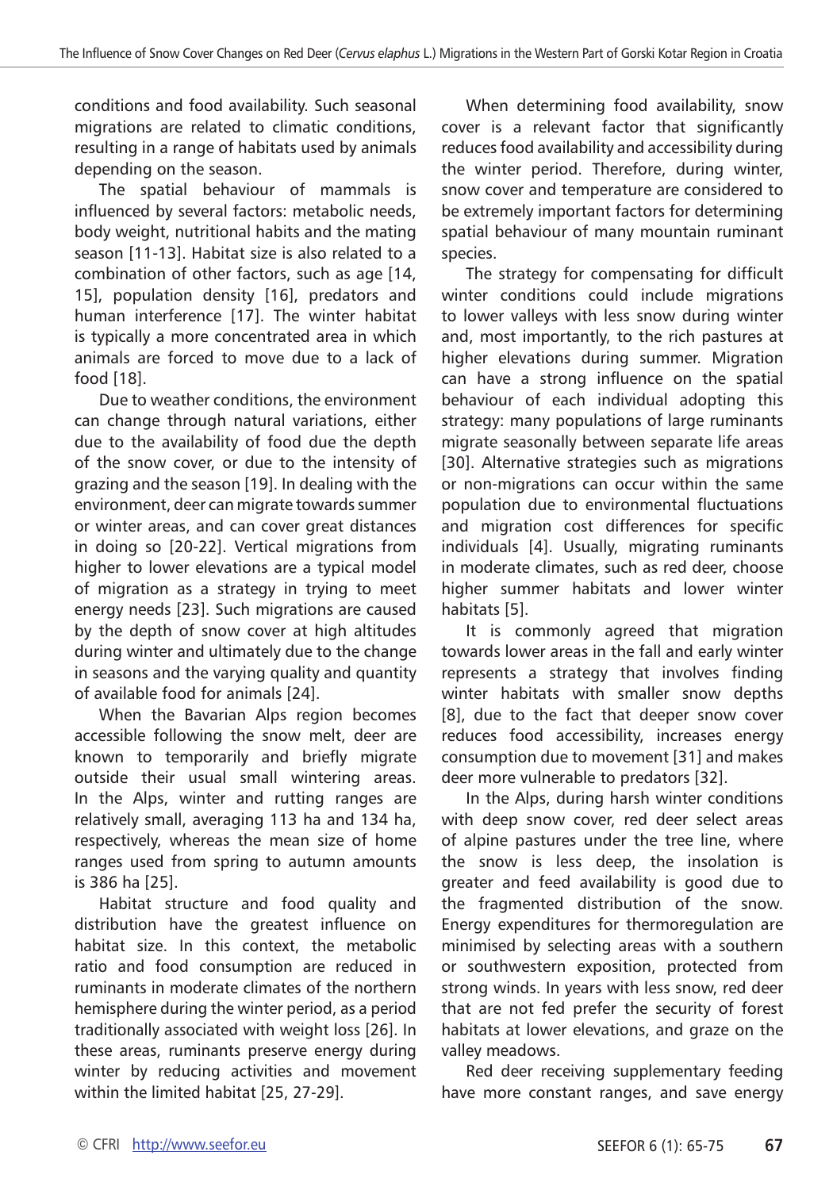conditions and food availability. Such seasonal migrations are related to climatic conditions, resulting in a range of habitats used by animals depending on the season.

The spatial behaviour of mammals is influenced by several factors: metabolic needs, body weight, nutritional habits and the mating season [11-13]. Habitat size is also related to a combination of other factors, such as age [14, 15], population density [16], predators and human interference [17]. The winter habitat is typically a more concentrated area in which animals are forced to move due to a lack of food [18].

Due to weather conditions, the environment can change through natural variations, either due to the availability of food due the depth of the snow cover, or due to the intensity of grazing and the season [19]. In dealing with the environment, deer can migrate towards summer or winter areas, and can cover great distances in doing so [20-22]. Vertical migrations from higher to lower elevations are a typical model of migration as a strategy in trying to meet energy needs [23]. Such migrations are caused by the depth of snow cover at high altitudes during winter and ultimately due to the change in seasons and the varying quality and quantity of available food for animals [24].

When the Bavarian Alps region becomes accessible following the snow melt, deer are known to temporarily and briefly migrate outside their usual small wintering areas. In the Alps, winter and rutting ranges are relatively small, averaging 113 ha and 134 ha, respectively, whereas the mean size of home ranges used from spring to autumn amounts is 386 ha [25].

Habitat structure and food quality and distribution have the greatest influence on habitat size. In this context, the metabolic ratio and food consumption are reduced in ruminants in moderate climates of the northern hemisphere during the winter period, as a period traditionally associated with weight loss [26]. In these areas, ruminants preserve energy during winter by reducing activities and movement within the limited habitat [25, 27-29].

When determining food availability, snow cover is a relevant factor that significantly reduces food availability and accessibility during the winter period. Therefore, during winter, snow cover and temperature are considered to be extremely important factors for determining spatial behaviour of many mountain ruminant species.

The strategy for compensating for difficult winter conditions could include migrations to lower valleys with less snow during winter and, most importantly, to the rich pastures at higher elevations during summer. Migration can have a strong influence on the spatial behaviour of each individual adopting this strategy: many populations of large ruminants migrate seasonally between separate life areas [30]. Alternative strategies such as migrations or non-migrations can occur within the same population due to environmental fluctuations and migration cost differences for specific individuals [4]. Usually, migrating ruminants in moderate climates, such as red deer, choose higher summer habitats and lower winter habitats [5].

It is commonly agreed that migration towards lower areas in the fall and early winter represents a strategy that involves finding winter habitats with smaller snow depths [8], due to the fact that deeper snow cover reduces food accessibility, increases energy consumption due to movement [31] and makes deer more vulnerable to predators [32].

In the Alps, during harsh winter conditions with deep snow cover, red deer select areas of alpine pastures under the tree line, where the snow is less deep, the insolation is greater and feed availability is good due to the fragmented distribution of the snow. Energy expenditures for thermoregulation are minimised by selecting areas with a southern or southwestern exposition, protected from strong winds. In years with less snow, red deer that are not fed prefer the security of forest habitats at lower elevations, and graze on the valley meadows.

Red deer receiving supplementary feeding have more constant ranges, and save energy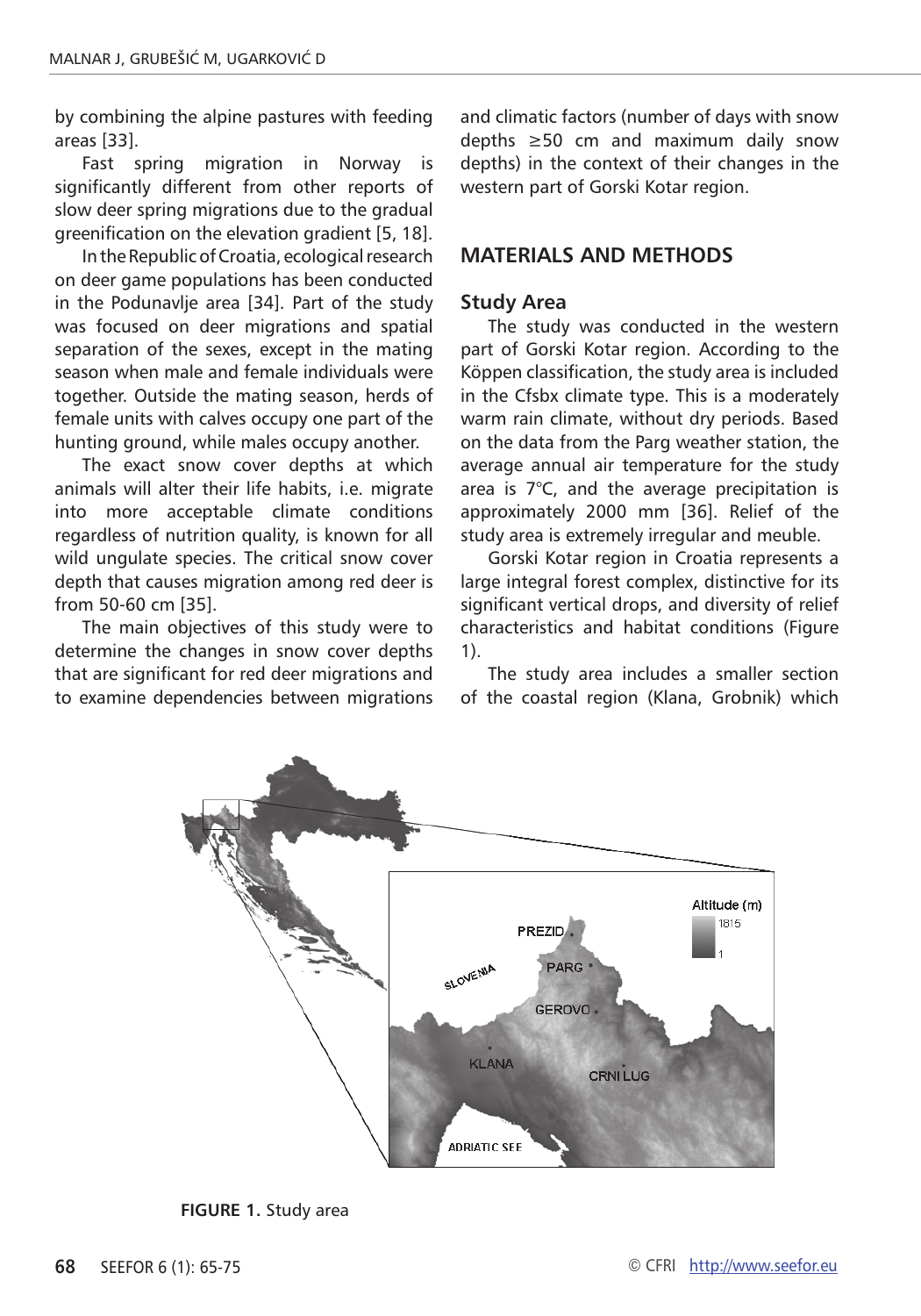by combining the alpine pastures with feeding areas [33].

Fast spring migration in Norway is significantly different from other reports of slow deer spring migrations due to the gradual greenification on the elevation gradient [5, 18].

In the Republic of Croatia, ecological research on deer game populations has been conducted in the Podunavlje area [34]. Part of the study was focused on deer migrations and spatial separation of the sexes, except in the mating season when male and female individuals were together. Outside the mating season, herds of female units with calves occupy one part of the hunting ground, while males occupy another.

The exact snow cover depths at which animals will alter their life habits, i.e. migrate into more acceptable climate conditions regardless of nutrition quality, is known for all wild ungulate species. The critical snow cover depth that causes migration among red deer is from 50-60 cm [35].

The main objectives of this study were to determine the changes in snow cover depths that are significant for red deer migrations and to examine dependencies between migrations and climatic factors (number of days with snow depths ≥50 cm and maximum daily snow depths) in the context of their changes in the western part of Gorski Kotar region.

## MATERIALS AND METHODS

### Study Area

The study was conducted in the western part of Gorski Kotar region. According to the Köppen classification, the study area is included in the Cfsbx climate type. This is a moderately warm rain climate, without dry periods. Based on the data from the Parg weather station, the average annual air temperature for the study area is 7°C, and the average precipitation is approximately 2000 mm [36]. Relief of the study area is extremely irregular and meuble.

Gorski Kotar region in Croatia represents a large integral forest complex, distinctive for its significant vertical drops, and diversity of relief characteristics and habitat conditions (Figure 1).

The study area includes a smaller section of the coastal region (Klana, Grobnik) which

**FIGURE 1.** Study area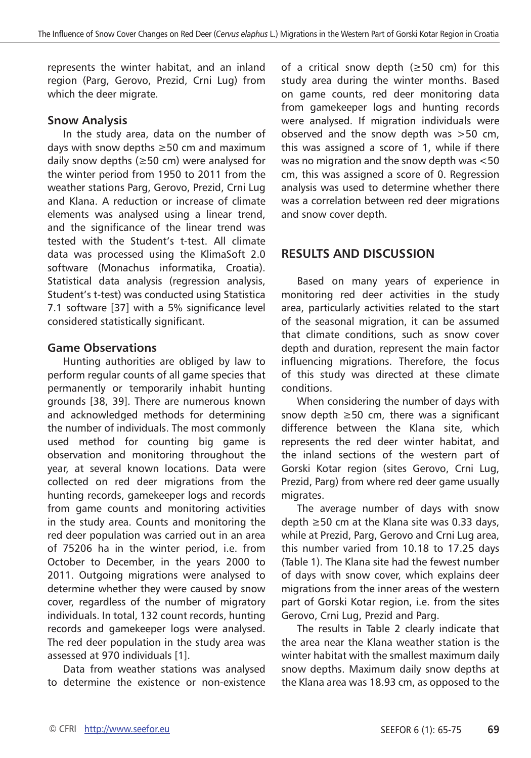represents the winter habitat, and an inland region (Parg, Gerovo, Prezid, Crni Lug) from which the deer migrate.

### Snow Analysis

In the study area, data on the number of days with snow depths ≥50 cm and maximum daily snow depths (≥50 cm) were analysed for the winter period from 1950 to 2011 from the weather stations Parg, Gerovo, Prezid, Crni Lug and Klana. A reduction or increase of climate elements was analysed using a linear trend, and the significance of the linear trend was tested with the Student's t-test. All climate data was processed using the KlimaSoft 2.0 software (Monachus informatika, Croatia). Statistical data analysis (regression analysis, Student's t-test) was conducted using Statistica 7.1 software [37] with a 5% significance level considered statistically significant.

### Game Observations

Hunting authorities are obliged by law to perform regular counts of all game species that permanently or temporarily inhabit hunting grounds [38, 39]. There are numerous known and acknowledged methods for determining the number of individuals. The most commonly used method for counting big game is observation and monitoring throughout the year, at several known locations. Data were collected on red deer migrations from the hunting records, gamekeeper logs and records from game counts and monitoring activities in the study area. Counts and monitoring the red deer population was carried out in an area of 75206 ha in the winter period, i.e. from October to December, in the years 2000 to 2011. Outgoing migrations were analysed to determine whether they were caused by snow cover, regardless of the number of migratory individuals. In total, 132 count records, hunting records and gamekeeper logs were analysed. The red deer population in the study area was assessed at 970 individuals [1].

Data from weather stations was analysed to determine the existence or non-existence of a critical snow depth (≥50 cm) for this study area during the winter months. Based on game counts, red deer monitoring data from gamekeeper logs and hunting records were analysed. If migration individuals were observed and the snow depth was >50 cm, this was assigned a score of 1, while if there was no migration and the snow depth was <50 cm, this was assigned a score of 0. Regression analysis was used to determine whether there was a correlation between red deer migrations and snow cover depth.

## RESULTS AND DISCUSSION

Based on many years of experience in monitoring red deer activities in the study area, particularly activities related to the start of the seasonal migration, it can be assumed that climate conditions, such as snow cover depth and duration, represent the main factor influencing migrations. Therefore, the focus of this study was directed at these climate conditions.

When considering the number of days with snow depth ≥50 cm, there was a significant difference between the Klana site, which represents the red deer winter habitat, and the inland sections of the western part of Gorski Kotar region (sites Gerovo, Crni Lug, Prezid, Parg) from where red deer game usually migrates.

The average number of days with snow depth ≥50 cm at the Klana site was 0.33 days, while at Prezid, Parg, Gerovo and Crni Lug area, this number varied from 10.18 to 17.25 days (Table 1). The Klana site had the fewest number of days with snow cover, which explains deer migrations from the inner areas of the western part of Gorski Kotar region, i.e. from the sites Gerovo, Crni Lug, Prezid and Parg.

The results in Table 2 clearly indicate that the area near the Klana weather station is the winter habitat with the smallest maximum daily snow depths. Maximum daily snow depths at the Klana area was 18.93 cm, as opposed to the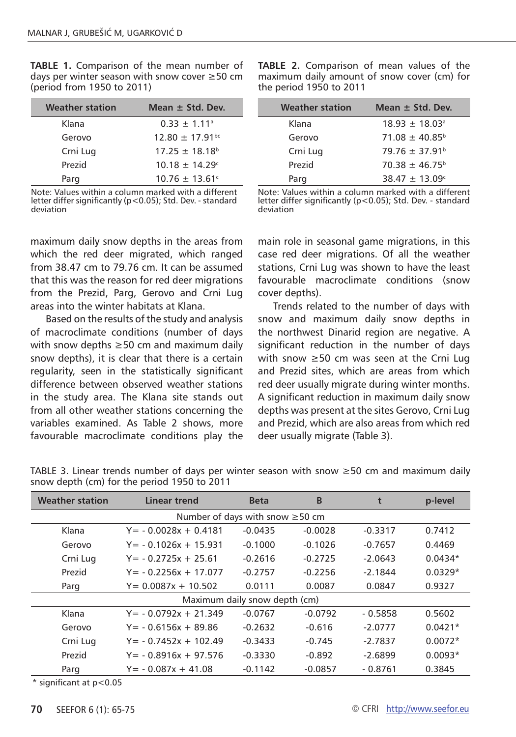**TABLE 1.** Comparison of the mean number of days per winter season with snow cover ≥50 cm (period from 1950 to 2011)

| Weather station | Mean ± Std. Dev. |
|---|---|
| Klana | 0.33 ± 1.11[a] |
| Gerovo | 12.80 ± 17.91[bc] |
| Crni Lug | 17.25 ± 18.18[b] |
| Prezid | 10.18 ± 14.29[c] |
| Parg | 10.76 ± 13.61[c] |

Note: Values within a column marked with a different letter differ significantly ($p<0.05$); Std. Dev. - standard deviation

**TABLE 2.** Comparison of mean values of the maximum daily amount of snow cover (cm) for the period 1950 to 2011

| Weather station | Mean ± Std. Dev. |
|---|---|
| Klana | 18.93 ± 18.03[a] |
| Gerovo | 71.08 ± 40.85[b] |
| Crni Lug | 79.76 ± 37.91[b] |
| Prezid | 70.38 ± 46.75[b] |
| Parg | 38.47 ± 13.09[c] |

Note: Values within a column marked with a different letter differ significantly ($p<0.05$); Std. Dev. - standard deviation

maximum daily snow depths in the areas from which the red deer migrated, which ranged from 38.47 cm to 79.76 cm. It can be assumed that this was the reason for red deer migrations from the Prezid, Parg, Gerovo and Crni Lug areas into the winter habitats at Klana.

Based on the results of the study and analysis of macroclimate conditions (number of days with snow depths ≥50 cm and maximum daily snow depths), it is clear that there is a certain regularity, seen in the statistically significant difference between observed weather stations in the study area. The Klana site stands out from all other weather stations concerning the variables examined. As Table 2 shows, more favourable macroclimate conditions play the main role in seasonal game migrations, in this case red deer migrations. Of all the weather stations, Crni Lug was shown to have the least favourable macroclimate conditions (snow cover depths).

Trends related to the number of days with snow and maximum daily snow depths in the northwest Dinarid region are negative. A significant reduction in the number of days with snow ≥50 cm was seen at the Crni Lug and Prezid sites, which are areas from which red deer usually migrate during winter months. A significant reduction in maximum daily snow depths was present at the sites Gerovo, Crni Lug and Prezid, which are also areas from which red deer usually migrate (Table 3).

TABLE 3. Linear trends number of days per winter season with snow ≥50 cm and maximum daily snow depth (cm) for the period 1950 to 2011

| Weather station | Linear trend | Beta | B | t | p-level |
|---|---|---|---|---|---|
| Number of days with snow ≥50 cm | | | | | |
| Klana | Y= - 0.0028x + 0.4181 | -0.0435 | -0.0028 | -0.3317 | 0.7412 |
| Gerovo | Y= - 0.1026x + 15.931 | -0.1000 | -0.1026 | -0.7657 | 0.4469 |
| Crni Lug | Y= - 0.2725x + 25.61 | -0.2616 | -0.2725 | -2.0643 | 0.0434* |
| Prezid | Y= - 0.2256x + 17.077 | -0.2757 | -0.2256 | -2.1844 | 0.0329* |
| Parg | Y= 0.0087x + 10.502 | 0.0111 | 0.0087 | 0.0847 | 0.9327 |
| Maximum daily snow depth (cm) | | | | | |
| Klana | Y= - 0.0792x + 21.349 | -0.0767 | -0.0792 | - 0.5858 | 0.5602 |
| Gerovo | Y= - 0.6156x + 89.86 | -0.2632 | -0.616 | -2.0777 | 0.0421* |
| Crni Lug | Y= - 0.7452x + 102.49 | -0.3433 | -0.745 | -2.7837 | 0.0072* |
| Prezid | Y= - 0.8916x + 97.576 | -0.3330 | -0.892 | -2.6899 | 0.0093* |
| Parg | Y= - 0.087x + 41.08 | -0.1142 | -0.0857 | - 0.8761 | 0.3845 |

\* significant at $p<0.05$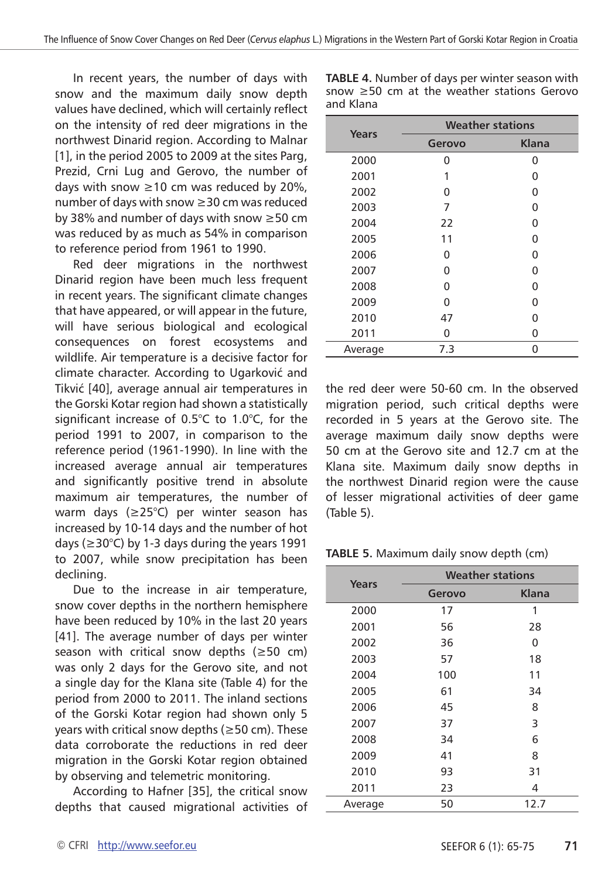In recent years, the number of days with snow and the maximum daily snow depth values have declined, which will certainly reflect on the intensity of red deer migrations in the northwest Dinarid region. According to Malnar [1], in the period 2005 to 2009 at the sites Parg, Prezid, Crni Lug and Gerovo, the number of days with snow ≥10 cm was reduced by 20%, number of days with snow ≥30 cm was reduced by 38% and number of days with snow ≥50 cm was reduced by as much as 54% in comparison to reference period from 1961 to 1990.

Red deer migrations in the northwest Dinarid region have been much less frequent in recent years. The significant climate changes that have appeared, or will appear in the future, will have serious biological and ecological consequences on forest ecosystems and wildlife. Air temperature is a decisive factor for climate character. According to Ugarković and Tikvić [40], average annual air temperatures in the Gorski Kotar region had shown a statistically significant increase of 0.5°C to 1.0°C, for the period 1991 to 2007, in comparison to the reference period (1961-1990). In line with the increased average annual air temperatures and significantly positive trend in absolute maximum air temperatures, the number of warm days (≥25°C) per winter season has increased by 10-14 days and the number of hot days (≥30°C) by 1-3 days during the years 1991 to 2007, while snow precipitation has been declining.

Due to the increase in air temperature, snow cover depths in the northern hemisphere have been reduced by 10% in the last 20 years [41]. The average number of days per winter season with critical snow depths (≥50 cm) was only 2 days for the Gerovo site, and not a single day for the Klana site (Table 4) for the period from 2000 to 2011. The inland sections of the Gorski Kotar region had shown only 5 years with critical snow depths (≥50 cm). These data corroborate the reductions in red deer migration in the Gorski Kotar region obtained by observing and telemetric monitoring.

According to Hafner [35], the critical snow depths that caused migrational activities of the red deer were 50-60 cm. In the observed migration period, such critical depths were recorded in 5 years at the Gerovo site. The average maximum daily snow depths were 50 cm at the Gerovo site and 12.7 cm at the Klana site. Maximum daily snow depths in the northwest Dinarid region were the cause of lesser migrational activities of deer game (Table 5).

**TABLE 4.** Number of days per winter season with snow ≥50 cm at the weather stations Gerovo and Klana

| Years | Weather stations | |
|---|---|---|
| | Gerovo | Klana |
| 2000 | 0 | 0 |
| 2001 | 1 | 0 |
| 2002 | 0 | 0 |
| 2003 | 7 | 0 |
| 2004 | 22 | 0 |
| 2005 | 11 | 0 |
| 2006 | 0 | 0 |
| 2007 | 0 | 0 |
| 2008 | 0 | 0 |
| 2009 | 0 | 0 |
| 2010 | 47 | 0 |
| 2011 | 0 | 0 |
| Average | 7.3 | 0 |

**TABLE 5.** Maximum daily snow depth (cm)

| Years | Weather stations | |
|---|---|---|
| | Gerovo | Klana |
| 2000 | 17 | 1 |
| 2001 | 56 | 28 |
| 2002 | 36 | 0 |
| 2003 | 57 | 18 |
| 2004 | 100 | 11 |
| 2005 | 61 | 34 |
| 2006 | 45 | 8 |
| 2007 | 37 | 3 |
| 2008 | 34 | 6 |
| 2009 | 41 | 8 |
| 2010 | 93 | 31 |
| 2011 | 23 | 4 |
| Average | 50 | 12.7 |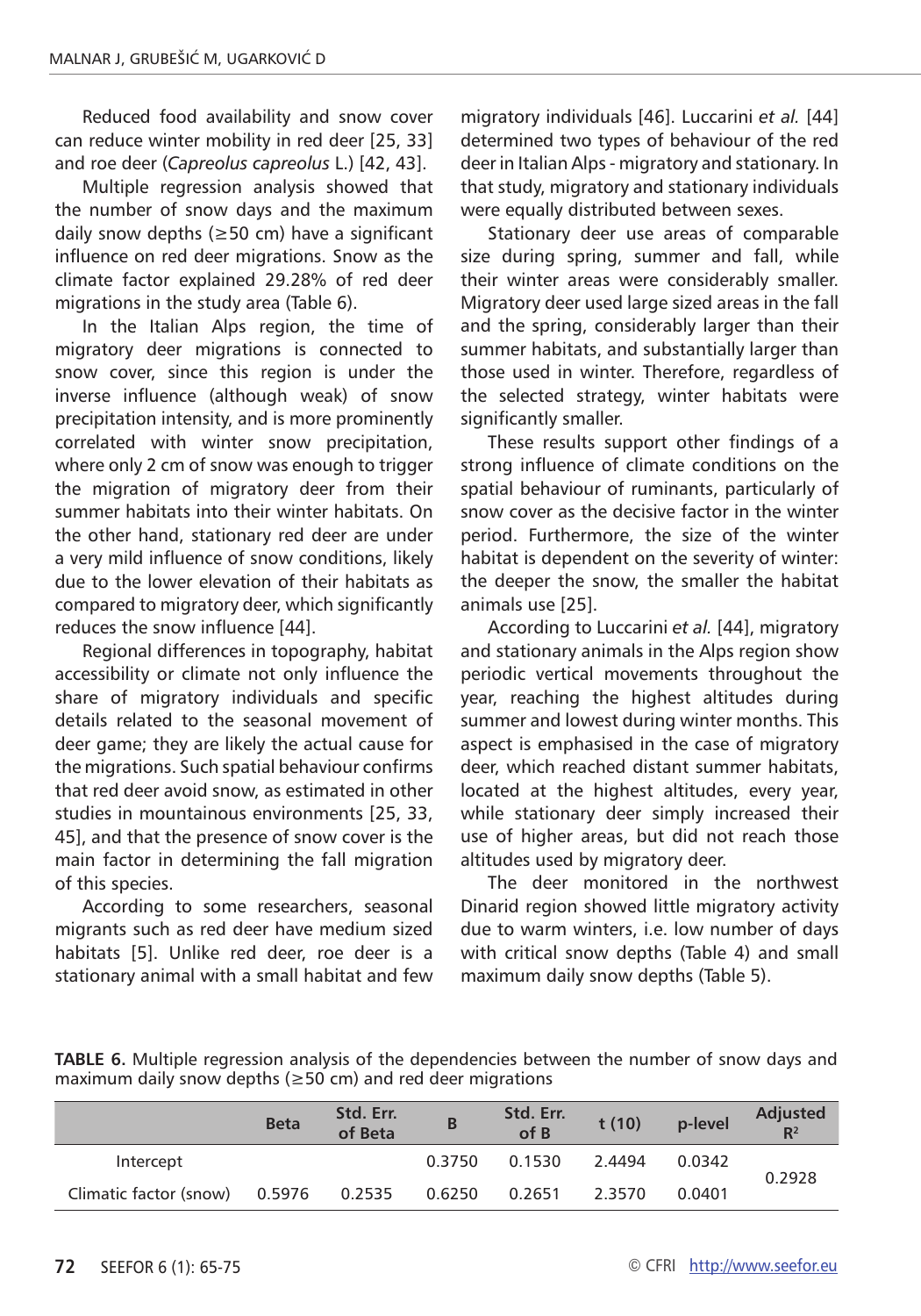Reduced food availability and snow cover can reduce winter mobility in red deer [25, 33] and roe deer (*Capreolus capreolus* L.) [42, 43].

Multiple regression analysis showed that the number of snow days and the maximum daily snow depths (≥50 cm) have a significant influence on red deer migrations. Snow as the climate factor explained 29.28% of red deer migrations in the study area (Table 6).

In the Italian Alps region, the time of migratory deer migrations is connected to snow cover, since this region is under the inverse influence (although weak) of snow precipitation intensity, and is more prominently correlated with winter snow precipitation, where only 2 cm of snow was enough to trigger the migration of migratory deer from their summer habitats into their winter habitats. On the other hand, stationary red deer are under a very mild influence of snow conditions, likely due to the lower elevation of their habitats as compared to migratory deer, which significantly reduces the snow influence [44].

Regional differences in topography, habitat accessibility or climate not only influence the share of migratory individuals and specific details related to the seasonal movement of deer game; they are likely the actual cause for the migrations. Such spatial behaviour confirms that red deer avoid snow, as estimated in other studies in mountainous environments [25, 33, 45], and that the presence of snow cover is the main factor in determining the fall migration of this species.

According to some researchers, seasonal migrants such as red deer have medium sized habitats [5]. Unlike red deer, roe deer is a stationary animal with a small habitat and few migratory individuals [46]. Luccarini *et al.* [44] determined two types of behaviour of the red deer in Italian Alps - migratory and stationary. In that study, migratory and stationary individuals were equally distributed between sexes.

Stationary deer use areas of comparable size during spring, summer and fall, while their winter areas were considerably smaller. Migratory deer used large sized areas in the fall and the spring, considerably larger than their summer habitats, and substantially larger than those used in winter. Therefore, regardless of the selected strategy, winter habitats were significantly smaller.

These results support other findings of a strong influence of climate conditions on the spatial behaviour of ruminants, particularly of snow cover as the decisive factor in the winter period. Furthermore, the size of the winter habitat is dependent on the severity of winter: the deeper the snow, the smaller the habitat animals use [25].

According to Luccarini *et al.* [44], migratory and stationary animals in the Alps region show periodic vertical movements throughout the year, reaching the highest altitudes during summer and lowest during winter months. This aspect is emphasised in the case of migratory deer, which reached distant summer habitats, located at the highest altitudes, every year, while stationary deer simply increased their use of higher areas, but did not reach those altitudes used by migratory deer.

The deer monitored in the northwest Dinarid region showed little migratory activity due to warm winters, i.e. low number of days with critical snow depths (Table 4) and small maximum daily snow depths (Table 5).

**TABLE 6.** Multiple regression analysis of the dependencies between the number of snow days and maximum daily snow depths (≥50 cm) and red deer migrations

| | Beta | Std. Err. of Beta | B | Std. Err. of B | t (10) | p-level | Adjusted $R^2$ |
|---|---|---|---|---|---|---|---|
| Intercept | | | 0.3750 | 0.1530 | 2.4494 | 0.0342 | 0.2928 |
| Climatic factor (snow) | 0.5976 | 0.2535 | 0.6250 | 0.2651 | 2.3570 | 0.0401 | |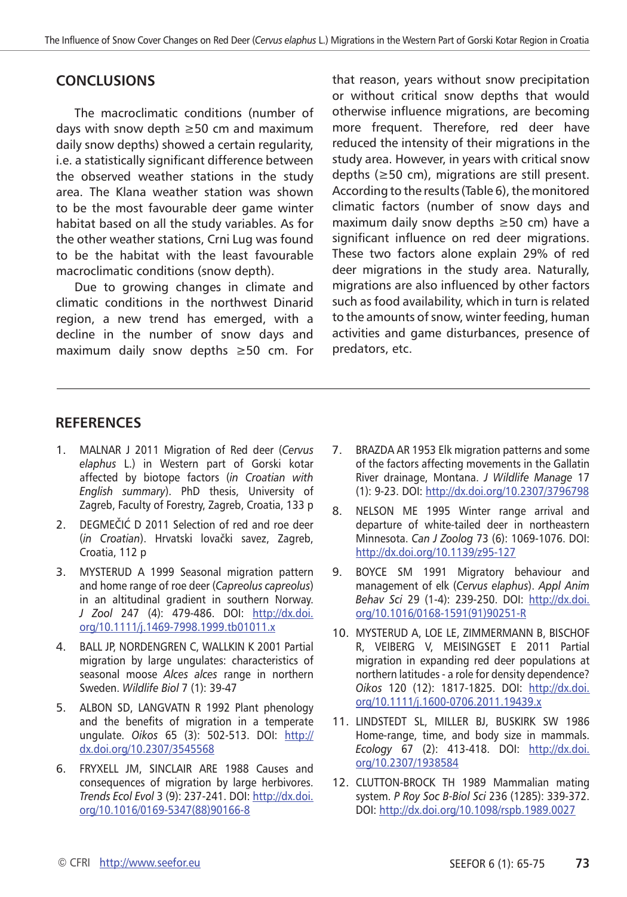## CONCLUSIONS

The macroclimatic conditions (number of days with snow depth ≥50 cm and maximum daily snow depths) showed a certain regularity, i.e. a statistically significant difference between the observed weather stations in the study area. The Klana weather station was shown to be the most favourable deer game winter habitat based on all the study variables. As for the other weather stations, Crni Lug was found to be the habitat with the least favourable macroclimatic conditions (snow depth).

Due to growing changes in climate and climatic conditions in the northwest Dinarid region, a new trend has emerged, with a decline in the number of snow days and maximum daily snow depths ≥50 cm. For that reason, years without snow precipitation or without critical snow depths that would otherwise influence migrations, are becoming more frequent. Therefore, red deer have reduced the intensity of their migrations in the study area. However, in years with critical snow depths (≥50 cm), migrations are still present. According to the results (Table 6), the monitored climatic factors (number of snow days and maximum daily snow depths ≥50 cm) have a significant influence on red deer migrations. These two factors alone explain 29% of red deer migrations in the study area. Naturally, migrations are also influenced by other factors such as food availability, which in turn is related to the amounts of snow, winter feeding, human activities and game disturbances, presence of predators, etc.

## REFERENCES

1. MALNAR J 2011 Migration of Red deer (*Cervus elaphus* L.) in Western part of Gorski kotar affected by biotope factors (*in Croatian with English summary*). PhD thesis, University of Zagreb, Faculty of Forestry, Zagreb, Croatia, 133 p
2. DEGMEČIĆ D 2011 Selection of red and roe deer (*in Croatian*). Hrvatski lovački savez, Zagreb, Croatia, 112 p
3. MYSTERUD A 1999 Seasonal migration pattern and home range of roe deer (*Capreolus capreolus*) in an altitudinal gradient in southern Norway. *J Zool* 247 (4): 479-486. DOI: http://dx.doi.org/10.1111/j.1469-7998.1999.tb01011.x
4. BALL JP, NORDENGREN C, WALLKIN K 2001 Partial migration by large ungulates: characteristics of seasonal moose *Alces alces* range in northern Sweden. *Wildlife Biol* 7 (1): 39-47
5. ALBON SD, LANGVATN R 1992 Plant phenology and the benefits of migration in a temperate ungulate. *Oikos* 65 (3): 502-513. DOI: http://dx.doi.org/10.2307/3545568
6. FRYXELL JM, SINCLAIR ARE 1988 Causes and consequences of migration by large herbivores. *Trends Ecol Evol* 3 (9): 237-241. DOI: http://dx.doi.org/10.1016/0169-5347(88)90166-8
7. BRAZDA AR 1953 Elk migration patterns and some of the factors affecting movements in the Gallatin River drainage, Montana. *J Wildlife Manage* 17 (1): 9-23. DOI: http://dx.doi.org/10.2307/3796798
8. NELSON ME 1995 Winter range arrival and departure of white-tailed deer in northeastern Minnesota. *Can J Zoolog* 73 (6): 1069-1076. DOI: http://dx.doi.org/10.1139/z95-127
9. BOYCE SM 1991 Migratory behaviour and management of elk (*Cervus elaphus*). *Appl Anim Behav Sci* 29 (1-4): 239-250. DOI: http://dx.doi.org/10.1016/0168-1591(91)90251-R
10. MYSTERUD A, LOE LE, ZIMMERMANN B, BISCHOF R, VEIBERG V, MEISINGSET E 2011 Partial migration in expanding red deer populations at northern latitudes - a role for density dependence? *Oikos* 120 (12): 1817-1825. DOI: http://dx.doi.org/10.1111/j.1600-0706.2011.19439.x
11. LINDSTEDT SL, MILLER BJ, BUSKIRK SW 1986 Home-range, time, and body size in mammals. *Ecology* 67 (2): 413-418. DOI: http://dx.doi.org/10.2307/1938584
12. CLUTTON-BROCK TH 1989 Mammalian mating system. *P Roy Soc B-Biol Sci* 236 (1285): 339-372. DOI: http://dx.doi.org/10.1098/rspb.1989.0027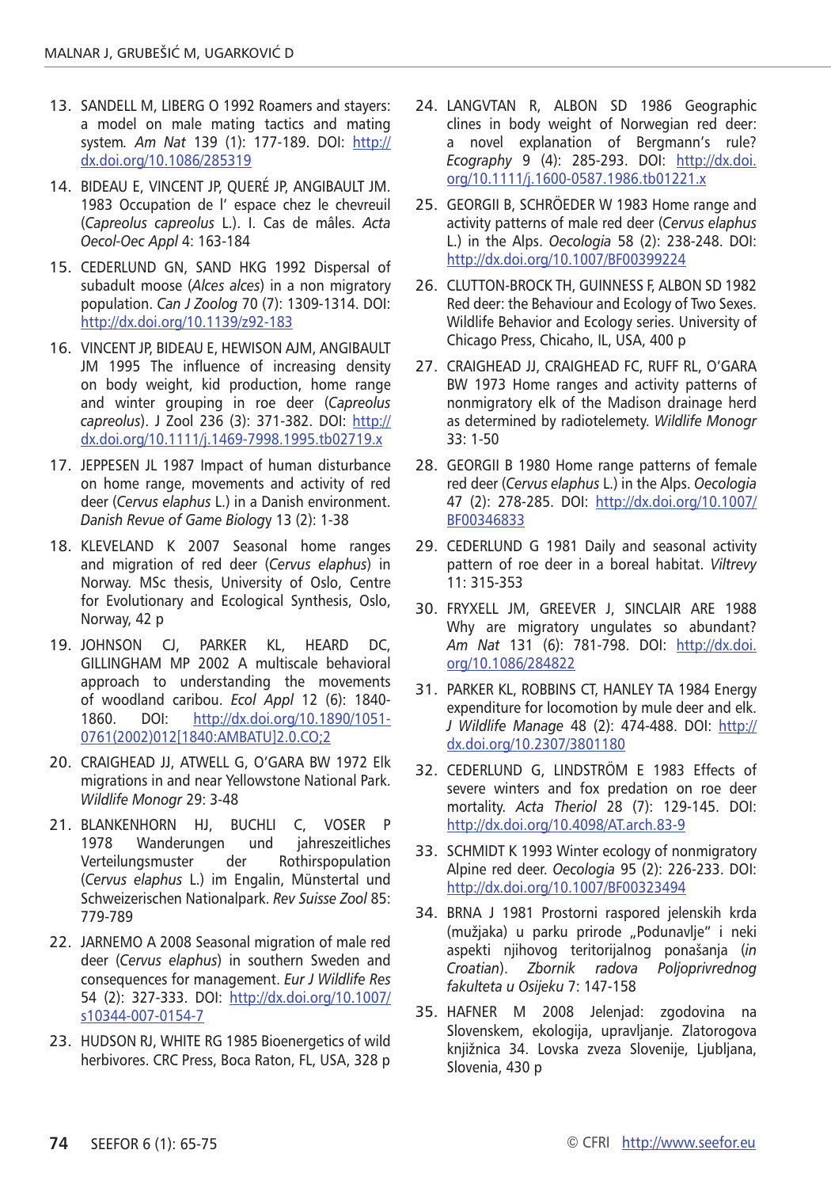13. SANDELL M, LIBERG O 1992 Roamers and stayers: a model on male mating tactics and mating system. *Am Nat* 139 (1): 177-189. DOI: http://dx.doi.org/10.1086/285319

14. BIDEAU E, VINCENT JP, QUERÉ JP, ANGIBAULT JM. 1983 Occupation de l' espace chez le chevreuil (*Capreolus capreolus* L.). I. Cas de mâles. *Acta Oecol-Oec Appl* 4: 163-184

15. CEDERLUND GN, SAND HKG 1992 Dispersal of subadult moose (*Alces alces*) in a non migratory population. *Can J Zoolog* 70 (7): 1309-1314. DOI: http://dx.doi.org/10.1139/z92-183

16. VINCENT JP, BIDEAU E, HEWISON AJM, ANGIBAULT JM 1995 The influence of increasing density on body weight, kid production, home range and winter grouping in roe deer (*Capreolus capreolus*). J Zool 236 (3): 371-382. DOI: http://dx.doi.org/10.1111/j.1469-7998.1995.tb02719.x

17. JEPPESEN JL 1987 Impact of human disturbance on home range, movements and activity of red deer (*Cervus elaphus* L.) in a Danish environment. *Danish Revue of Game Biology* 13 (2): 1-38

18. KLEVELAND K 2007 Seasonal home ranges and migration of red deer (*Cervus elaphus*) in Norway. MSc thesis, University of Oslo, Centre for Evolutionary and Ecological Synthesis, Oslo, Norway, 42 p

19. JOHNSON CJ, PARKER KL, HEARD DC, GILLINGHAM MP 2002 A multiscale behavioral approach to understanding the movements of woodland caribou. *Ecol Appl* 12 (6): 1840-1860. DOI: http://dx.doi.org/10.1890/1051-0761(2002)012[1840:AMBATU]2.0.CO;2

20. CRAIGHEAD JJ, ATWELL G, O'GARA BW 1972 Elk migrations in and near Yellowstone National Park. *Wildlife Monogr* 29: 3-48

21. BLANKENHORN HJ, BUCHLI C, VOSER P 1978 Wanderungen und jahreszeitliches Verteilungsmuster der Rothirspopulation (*Cervus elaphus* L.) im Engalin, Münstertal und Schweizerischen Nationalpark. *Rev Suisse Zool* 85: 779-789

22. JARNEMO A 2008 Seasonal migration of male red deer (*Cervus elaphus*) in southern Sweden and consequences for management. *Eur J Wildlife Res* 54 (2): 327-333. DOI: http://dx.doi.org/10.1007/s10344-007-0154-7

23. HUDSON RJ, WHITE RG 1985 Bioenergetics of wild herbivores. CRC Press, Boca Raton, FL, USA, 328 p

24. LANGVTAN R, ALBON SD 1986 Geographic clines in body weight of Norwegian red deer: a novel explanation of Bergmann's rule? *Ecography* 9 (4): 285-293. DOI: http://dx.doi.org/10.1111/j.1600-0587.1986.tb01221.x

25. GEORGII B, SCHRÖEDER W 1983 Home range and activity patterns of male red deer (*Cervus elaphus* L.) in the Alps. *Oecologia* 58 (2): 238-248. DOI: http://dx.doi.org/10.1007/BF00399224

26. CLUTTON-BROCK TH, GUINNESS F, ALBON SD 1982 Red deer: the Behaviour and Ecology of Two Sexes. Wildlife Behavior and Ecology series. University of Chicago Press, Chicaho, IL, USA, 400 p

27. CRAIGHEAD JJ, CRAIGHEAD FC, RUFF RL, O'GARA BW 1973 Home ranges and activity patterns of nonmigratory elk of the Madison drainage herd as determined by radiotelemetry. *Wildlife Monogr* 33: 1-50

28. GEORGII B 1980 Home range patterns of female red deer (*Cervus elaphus* L.) in the Alps. *Oecologia* 47 (2): 278-285. DOI: http://dx.doi.org/10.1007/BF00346833

29. CEDERLUND G 1981 Daily and seasonal activity pattern of roe deer in a boreal habitat. *Viltrevy* 11: 315-353

30. FRYXELL JM, GREEVER J, SINCLAIR ARE 1988 Why are migratory ungulates so abundant? *Am Nat* 131 (6): 781-798. DOI: http://dx.doi.org/10.1086/284822

31. PARKER KL, ROBBINS CT, HANLEY TA 1984 Energy expenditure for locomotion by mule deer and elk. *J Wildlife Manage* 48 (2): 474-488. DOI: http://dx.doi.org/10.2307/3801180

32. CEDERLUND G, LINDSTRÖM E 1983 Effects of severe winters and fox predation on roe deer mortality. *Acta Theriol* 28 (7): 129-145. DOI: http://dx.doi.org/10.4098/AT.arch.83-9

33. SCHMIDT K 1993 Winter ecology of nonmigratory Alpine red deer. *Oecologia* 95 (2): 226-233. DOI: http://dx.doi.org/10.1007/BF00323494

34. BRNA J 1981 Prostorni raspored jelenskih krda (mužjaka) u parku prirode „Podunavlje" i neki aspekti njihovog teritorijalnog ponašanja (*in Croatian*). *Zbornik radova Poljoprivrednog fakulteta u Osijeku* 7: 147-158

35. HAFNER M 2008 Jelenjad: zgodovina na Slovenskem, ekologija, upravljanje. Zlatorogova knjižnica 34. Lovska zveza Slovenije, Ljubljana, Slovenia, 430 p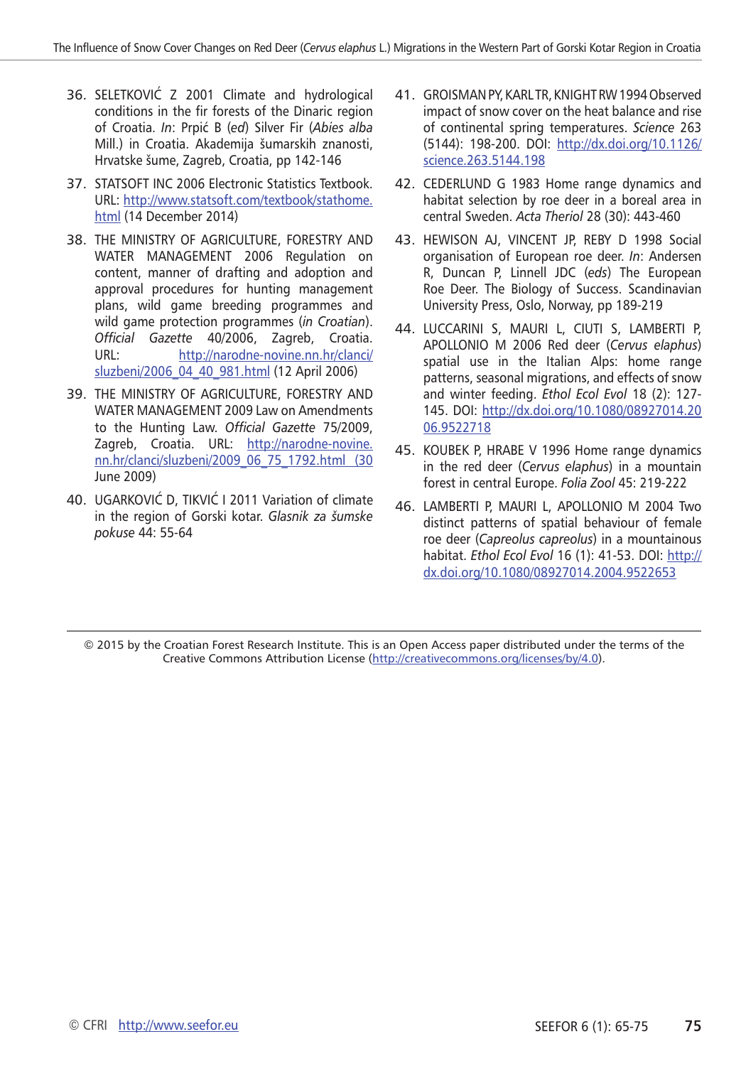36. SELETKOVIĆ Z 2001 Climate and hydrological conditions in the fir forests of the Dinaric region of Croatia. *In*: Prpić B (*ed*) Silver Fir (*Abies alba* Mill.) in Croatia. Akademija šumarskih znanosti, Hrvatske šume, Zagreb, Croatia, pp 142-146

37. STATSOFT INC 2006 Electronic Statistics Textbook. URL: http://www.statsoft.com/textbook/stathome.html (14 December 2014)

38. THE MINISTRY OF AGRICULTURE, FORESTRY AND WATER MANAGEMENT 2006 Regulation on content, manner of drafting and adoption and approval procedures for hunting management plans, wild game breeding programmes and wild game protection programmes (*in Croatian*). *Official Gazette* 40/2006, Zagreb, Croatia. URL: http://narodne-novine.nn.hr/clanci/sluzbeni/2006_04_40_981.html (12 April 2006)

39. THE MINISTRY OF AGRICULTURE, FORESTRY AND WATER MANAGEMENT 2009 Law on Amendments to the Hunting Law. *Official Gazette* 75/2009, Zagreb, Croatia. URL: http://narodne-novine.nn.hr/clanci/sluzbeni/2009_06_75_1792.html (30 June 2009)

40. UGARKOVIĆ D, TIKVIĆ I 2011 Variation of climate in the region of Gorski kotar. *Glasnik za šumske pokuse* 44: 55-64

41. GROISMAN PY, KARL TR, KNIGHT RW 1994 Observed impact of snow cover on the heat balance and rise of continental spring temperatures. *Science* 263 (5144): 198-200. DOI: http://dx.doi.org/10.1126/science.263.5144.198

42. CEDERLUND G 1983 Home range dynamics and habitat selection by roe deer in a boreal area in central Sweden. *Acta Theriol* 28 (30): 443-460

43. HEWISON AJ, VINCENT JP, REBY D 1998 Social organisation of European roe deer. *In*: Andersen R, Duncan P, Linnell JDC (*eds*) The European Roe Deer. The Biology of Success. Scandinavian University Press, Oslo, Norway, pp 189-219

44. LUCCARINI S, MAURI L, CIUTI S, LAMBERTI P, APOLLONIO M 2006 Red deer (*Cervus elaphus*) spatial use in the Italian Alps: home range patterns, seasonal migrations, and effects of snow and winter feeding. *Ethol Ecol Evol* 18 (2): 127-145. DOI: http://dx.doi.org/10.1080/08927014.2006.9522718

45. KOUBEK P, HRABE V 1996 Home range dynamics in the red deer (*Cervus elaphus*) in a mountain forest in central Europe. *Folia Zool* 45: 219-222

46. LAMBERTI P, MAURI L, APOLLONIO M 2004 Two distinct patterns of spatial behaviour of female roe deer (*Capreolus capreolus*) in a mountainous habitat. *Ethol Ecol Evol* 16 (1): 41-53. DOI: http://dx.doi.org/10.1080/08927014.2004.9522653

© 2015 by the Croatian Forest Research Institute. This is an Open Access paper distributed under the terms of the Creative Commons Attribution License (http://creativecommons.org/licenses/by/4.0).